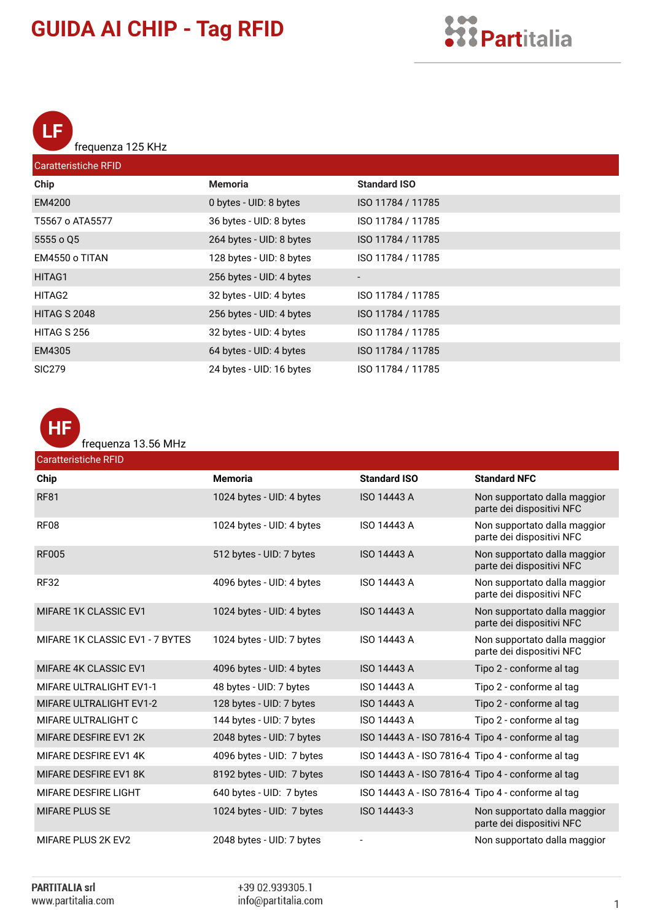# GUIDA AI CHIP - Tag RFID

## LF

frequenza 125 KHz

| Caratteristiche RFID | | |
|---|---|---|
| **Chip** | **Memoria** | **Standard ISO** |
| EM4200 | 0 bytes - UID: 8 bytes | ISO 11784 / 11785 |
| T5567 o ATA5577 | 36 bytes - UID: 8 bytes | ISO 11784 / 11785 |
| 5555 o Q5 | 264 bytes - UID: 8 bytes | ISO 11784 / 11785 |
| EM4550 o TITAN | 128 bytes - UID: 8 bytes | ISO 11784 / 11785 |
| HITAG1 | 256 bytes - UID: 4 bytes | - |
| HITAG2 | 32 bytes - UID: 4 bytes | ISO 11784 / 11785 |
| HITAG S 2048 | 256 bytes - UID: 4 bytes | ISO 11784 / 11785 |
| HITAG S 256 | 32 bytes - UID: 4 bytes | ISO 11784 / 11785 |
| EM4305 | 64 bytes - UID: 4 bytes | ISO 11784 / 11785 |
| SIC279 | 24 bytes - UID: 16 bytes | ISO 11784 / 11785 |

## HF

frequenza 13.56 MHz

| Caratteristiche RFID | | | |
|---|---|---|---|
| **Chip** | **Memoria** | **Standard ISO** | **Standard NFC** |
| RF81 | 1024 bytes - UID: 4 bytes | ISO 14443 A | Non supportato dalla maggior parte dei dispositivi NFC |
| RF08 | 1024 bytes - UID: 4 bytes | ISO 14443 A | Non supportato dalla maggior parte dei dispositivi NFC |
| RF005 | 512 bytes - UID: 7 bytes | ISO 14443 A | Non supportato dalla maggior parte dei dispositivi NFC |
| RF32 | 4096 bytes - UID: 4 bytes | ISO 14443 A | Non supportato dalla maggior parte dei dispositivi NFC |
| MIFARE 1K CLASSIC EV1 | 1024 bytes - UID: 4 bytes | ISO 14443 A | Non supportato dalla maggior parte dei dispositivi NFC |
| MIFARE 1K CLASSIC EV1 - 7 BYTES | 1024 bytes - UID: 7 bytes | ISO 14443 A | Non supportato dalla maggior parte dei dispositivi NFC |
| MIFARE 4K CLASSIC EV1 | 4096 bytes - UID: 4 bytes | ISO 14443 A | Tipo 2 - conforme al tag |
| MIFARE ULTRALIGHT EV1-1 | 48 bytes - UID: 7 bytes | ISO 14443 A | Tipo 2 - conforme al tag |
| MIFARE ULTRALIGHT EV1-2 | 128 bytes - UID: 7 bytes | ISO 14443 A | Tipo 2 - conforme al tag |
| MIFARE ULTRALIGHT C | 144 bytes - UID: 7 bytes | ISO 14443 A | Tipo 2 - conforme al tag |
| MIFARE DESFIRE EV1 2K | 2048 bytes - UID: 7 bytes | ISO 14443 A - ISO 7816-4 | Tipo 4 - conforme al tag |
| MIFARE DESFIRE EV1 4K | 4096 bytes - UID: 7 bytes | ISO 14443 A - ISO 7816-4 | Tipo 4 - conforme al tag |
| MIFARE DESFIRE EV1 8K | 8192 bytes - UID: 7 bytes | ISO 14443 A - ISO 7816-4 | Tipo 4 - conforme al tag |
| MIFARE DESFIRE LIGHT | 640 bytes - UID: 7 bytes | ISO 14443 A - ISO 7816-4 | Tipo 4 - conforme al tag |
| MIFARE PLUS SE | 1024 bytes - UID: 7 bytes | ISO 14443-3 | Non supportato dalla maggior parte dei dispositivi NFC |
| MIFARE PLUS 2K EV2 | 2048 bytes - UID: 7 bytes | - | Non supportato dalla maggior |

**PARTITALIA srl**
www.partitalia.com

+39 02.939305.1
info@partitalia.com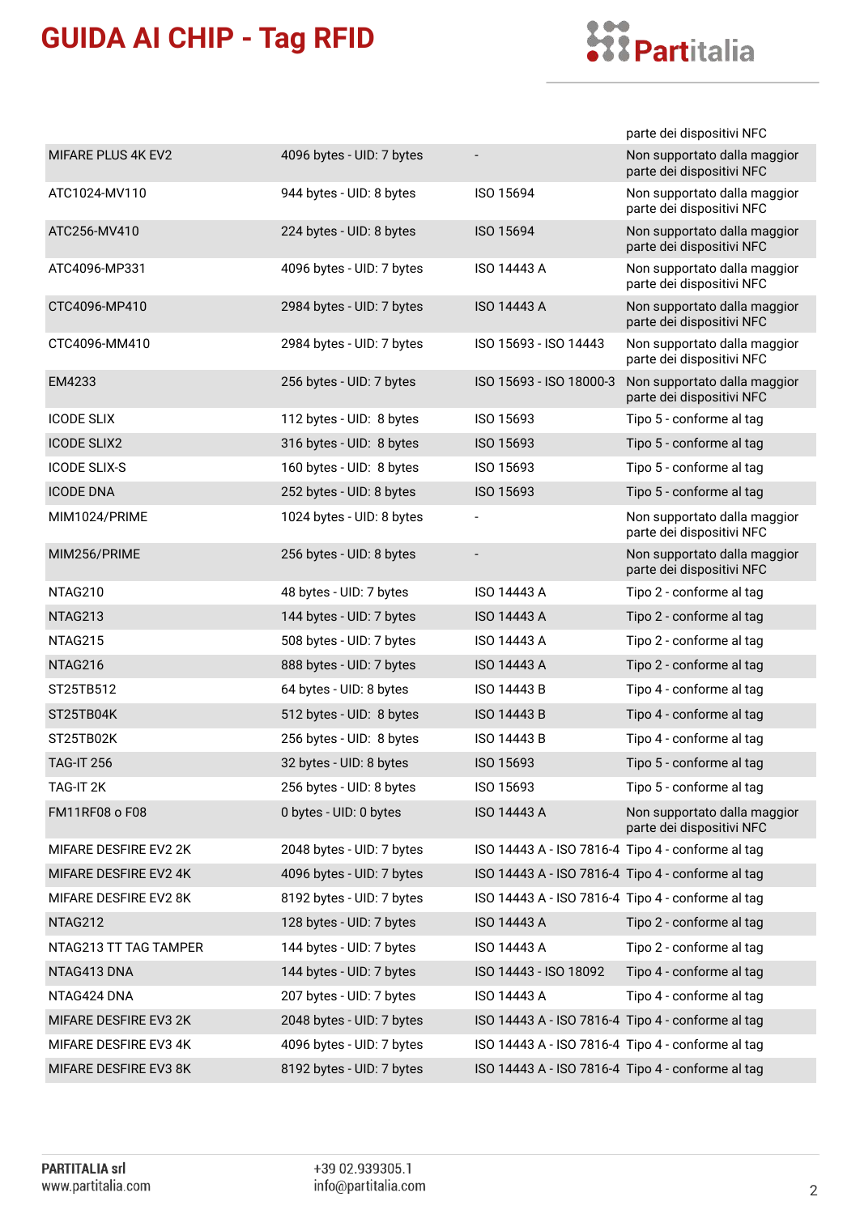| | | | |
|---|---|---|---|
| | | | parte dei dispositivi NFC |
| MIFARE PLUS 4K EV2 | 4096 bytes - UID: 7 bytes | - | Non supportato dalla maggior parte dei dispositivi NFC |
| ATC1024-MV110 | 944 bytes - UID: 8 bytes | ISO 15694 | Non supportato dalla maggior parte dei dispositivi NFC |
| ATC256-MV410 | 224 bytes - UID: 8 bytes | ISO 15694 | Non supportato dalla maggior parte dei dispositivi NFC |
| ATC4096-MP331 | 4096 bytes - UID: 7 bytes | ISO 14443 A | Non supportato dalla maggior parte dei dispositivi NFC |
| CTC4096-MP410 | 2984 bytes - UID: 7 bytes | ISO 14443 A | Non supportato dalla maggior parte dei dispositivi NFC |
| CTC4096-MM410 | 2984 bytes - UID: 7 bytes | ISO 15693 - ISO 14443 | Non supportato dalla maggior parte dei dispositivi NFC |
| EM4233 | 256 bytes - UID: 7 bytes | ISO 15693 - ISO 18000-3 | Non supportato dalla maggior parte dei dispositivi NFC |
| ICODE SLIX | 112 bytes - UID: 8 bytes | ISO 15693 | Tipo 5 - conforme al tag |
| ICODE SLIX2 | 316 bytes - UID: 8 bytes | ISO 15693 | Tipo 5 - conforme al tag |
| ICODE SLIX-S | 160 bytes - UID: 8 bytes | ISO 15693 | Tipo 5 - conforme al tag |
| ICODE DNA | 252 bytes - UID: 8 bytes | ISO 15693 | Tipo 5 - conforme al tag |
| MIM1024/PRIME | 1024 bytes - UID: 8 bytes | - | Non supportato dalla maggior parte dei dispositivi NFC |
| MIM256/PRIME | 256 bytes - UID: 8 bytes | - | Non supportato dalla maggior parte dei dispositivi NFC |
| NTAG210 | 48 bytes - UID: 7 bytes | ISO 14443 A | Tipo 2 - conforme al tag |
| NTAG213 | 144 bytes - UID: 7 bytes | ISO 14443 A | Tipo 2 - conforme al tag |
| NTAG215 | 508 bytes - UID: 7 bytes | ISO 14443 A | Tipo 2 - conforme al tag |
| NTAG216 | 888 bytes - UID: 7 bytes | ISO 14443 A | Tipo 2 - conforme al tag |
| ST25TB512 | 64 bytes - UID: 8 bytes | ISO 14443 B | Tipo 4 - conforme al tag |
| ST25TB04K | 512 bytes - UID: 8 bytes | ISO 14443 B | Tipo 4 - conforme al tag |
| ST25TB02K | 256 bytes - UID: 8 bytes | ISO 14443 B | Tipo 4 - conforme al tag |
| TAG-IT 256 | 32 bytes - UID: 8 bytes | ISO 15693 | Tipo 5 - conforme al tag |
| TAG-IT 2K | 256 bytes - UID: 8 bytes | ISO 15693 | Tipo 5 - conforme al tag |
| FM11RF08 o F08 | 0 bytes - UID: 0 bytes | ISO 14443 A | Non supportato dalla maggior parte dei dispositivi NFC |
| MIFARE DESFIRE EV2 2K | 2048 bytes - UID: 7 bytes | ISO 14443 A - ISO 7816-4 | Tipo 4 - conforme al tag |
| MIFARE DESFIRE EV2 4K | 4096 bytes - UID: 7 bytes | ISO 14443 A - ISO 7816-4 | Tipo 4 - conforme al tag |
| MIFARE DESFIRE EV2 8K | 8192 bytes - UID: 7 bytes | ISO 14443 A - ISO 7816-4 | Tipo 4 - conforme al tag |
| NTAG212 | 128 bytes - UID: 7 bytes | ISO 14443 A | Tipo 2 - conforme al tag |
| NTAG213 TT TAG TAMPER | 144 bytes - UID: 7 bytes | ISO 14443 A | Tipo 2 - conforme al tag |
| NTAG413 DNA | 144 bytes - UID: 7 bytes | ISO 14443 - ISO 18092 | Tipo 4 - conforme al tag |
| NTAG424 DNA | 207 bytes - UID: 7 bytes | ISO 14443 A | Tipo 4 - conforme al tag |
| MIFARE DESFIRE EV3 2K | 2048 bytes - UID: 7 bytes | ISO 14443 A - ISO 7816-4 | Tipo 4 - conforme al tag |
| MIFARE DESFIRE EV3 4K | 4096 bytes - UID: 7 bytes | ISO 14443 A - ISO 7816-4 | Tipo 4 - conforme al tag |
| MIFARE DESFIRE EV3 8K | 8192 bytes - UID: 7 bytes | ISO 14443 A - ISO 7816-4 | Tipo 4 - conforme al tag |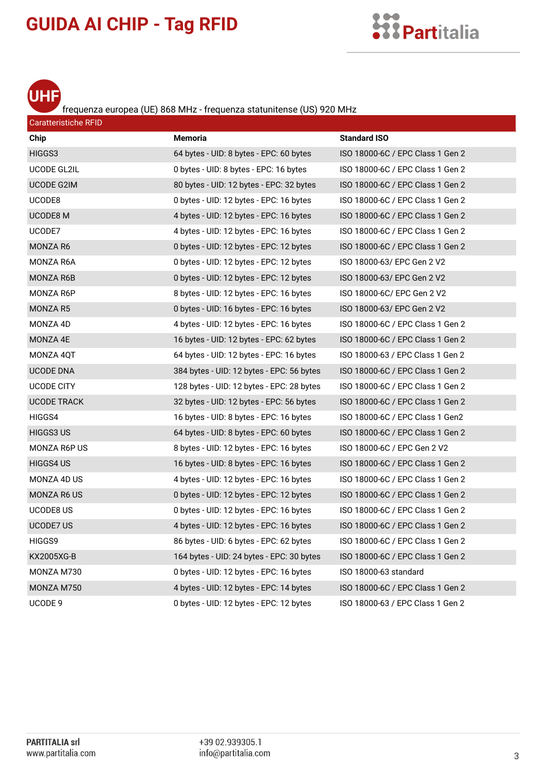# GUIDA AI CHIP - Tag RFID

## UHF

frequenza europea (UE) 868 MHz - frequenza statunitense (US) 920 MHz

| Caratteristiche RFID | | |
|---|---|---|
| **Chip** | **Memoria** | **Standard ISO** |
| HIGGS3 | 64 bytes - UID: 8 bytes - EPC: 60 bytes | ISO 18000-6C / EPC Class 1 Gen 2 |
| UCODE GL2IL | 0 bytes - UID: 8 bytes - EPC: 16 bytes | ISO 18000-6C / EPC Class 1 Gen 2 |
| UCODE G2IM | 80 bytes - UID: 12 bytes - EPC: 32 bytes | ISO 18000-6C / EPC Class 1 Gen 2 |
| UCODE8 | 0 bytes - UID: 12 bytes - EPC: 16 bytes | ISO 18000-6C / EPC Class 1 Gen 2 |
| UCODE8 M | 4 bytes - UID: 12 bytes - EPC: 16 bytes | ISO 18000-6C / EPC Class 1 Gen 2 |
| UCODE7 | 4 bytes - UID: 12 bytes - EPC: 16 bytes | ISO 18000-6C / EPC Class 1 Gen 2 |
| MONZA R6 | 0 bytes - UID: 12 bytes - EPC: 12 bytes | ISO 18000-6C / EPC Class 1 Gen 2 |
| MONZA R6A | 0 bytes - UID: 12 bytes - EPC: 12 bytes | ISO 18000-63/ EPC Gen 2 V2 |
| MONZA R6B | 0 bytes - UID: 12 bytes - EPC: 12 bytes | ISO 18000-63/ EPC Gen 2 V2 |
| MONZA R6P | 8 bytes - UID: 12 bytes - EPC: 16 bytes | ISO 18000-6C/ EPC Gen 2 V2 |
| MONZA R5 | 0 bytes - UID: 16 bytes - EPC: 16 bytes | ISO 18000-63/ EPC Gen 2 V2 |
| MONZA 4D | 4 bytes - UID: 12 bytes - EPC: 16 bytes | ISO 18000-6C / EPC Class 1 Gen 2 |
| MONZA 4E | 16 bytes - UID: 12 bytes - EPC: 62 bytes | ISO 18000-6C / EPC Class 1 Gen 2 |
| MONZA 4QT | 64 bytes - UID: 12 bytes - EPC: 16 bytes | ISO 18000-63 / EPC Class 1 Gen 2 |
| UCODE DNA | 384 bytes - UID: 12 bytes - EPC: 56 bytes | ISO 18000-6C / EPC Class 1 Gen 2 |
| UCODE CITY | 128 bytes - UID: 12 bytes - EPC: 28 bytes | ISO 18000-6C / EPC Class 1 Gen 2 |
| UCODE TRACK | 32 bytes - UID: 12 bytes - EPC: 56 bytes | ISO 18000-6C / EPC Class 1 Gen 2 |
| HIGGS4 | 16 bytes - UID: 8 bytes - EPC: 16 bytes | ISO 18000-6C / EPC Class 1 Gen2 |
| HIGGS3 US | 64 bytes - UID: 8 bytes - EPC: 60 bytes | ISO 18000-6C / EPC Class 1 Gen 2 |
| MONZA R6P US | 8 bytes - UID: 12 bytes - EPC: 16 bytes | ISO 18000-6C / EPC Gen 2 V2 |
| HIGGS4 US | 16 bytes - UID: 8 bytes - EPC: 16 bytes | ISO 18000-6C / EPC Class 1 Gen 2 |
| MONZA 4D US | 4 bytes - UID: 12 bytes - EPC: 16 bytes | ISO 18000-6C / EPC Class 1 Gen 2 |
| MONZA R6 US | 0 bytes - UID: 12 bytes - EPC: 12 bytes | ISO 18000-6C / EPC Class 1 Gen 2 |
| UCODE8 US | 0 bytes - UID: 12 bytes - EPC: 16 bytes | ISO 18000-6C / EPC Class 1 Gen 2 |
| UCODE7 US | 4 bytes - UID: 12 bytes - EPC: 16 bytes | ISO 18000-6C / EPC Class 1 Gen 2 |
| HIGGS9 | 86 bytes - UID: 6 bytes - EPC: 62 bytes | ISO 18000-6C / EPC Class 1 Gen 2 |
| KX2005XG-B | 164 bytes - UID: 24 bytes - EPC: 30 bytes | ISO 18000-6C / EPC Class 1 Gen 2 |
| MONZA M730 | 0 bytes - UID: 12 bytes - EPC: 16 bytes | ISO 18000-63 standard |
| MONZA M750 | 4 bytes - UID: 12 bytes - EPC: 14 bytes | ISO 18000-6C / EPC Class 1 Gen 2 |
| UCODE 9 | 0 bytes - UID: 12 bytes - EPC: 12 bytes | ISO 18000-63 / EPC Class 1 Gen 2 |

**PARTITALIA srl**
www.partitalia.com

+39 02.939305.1
info@partitalia.com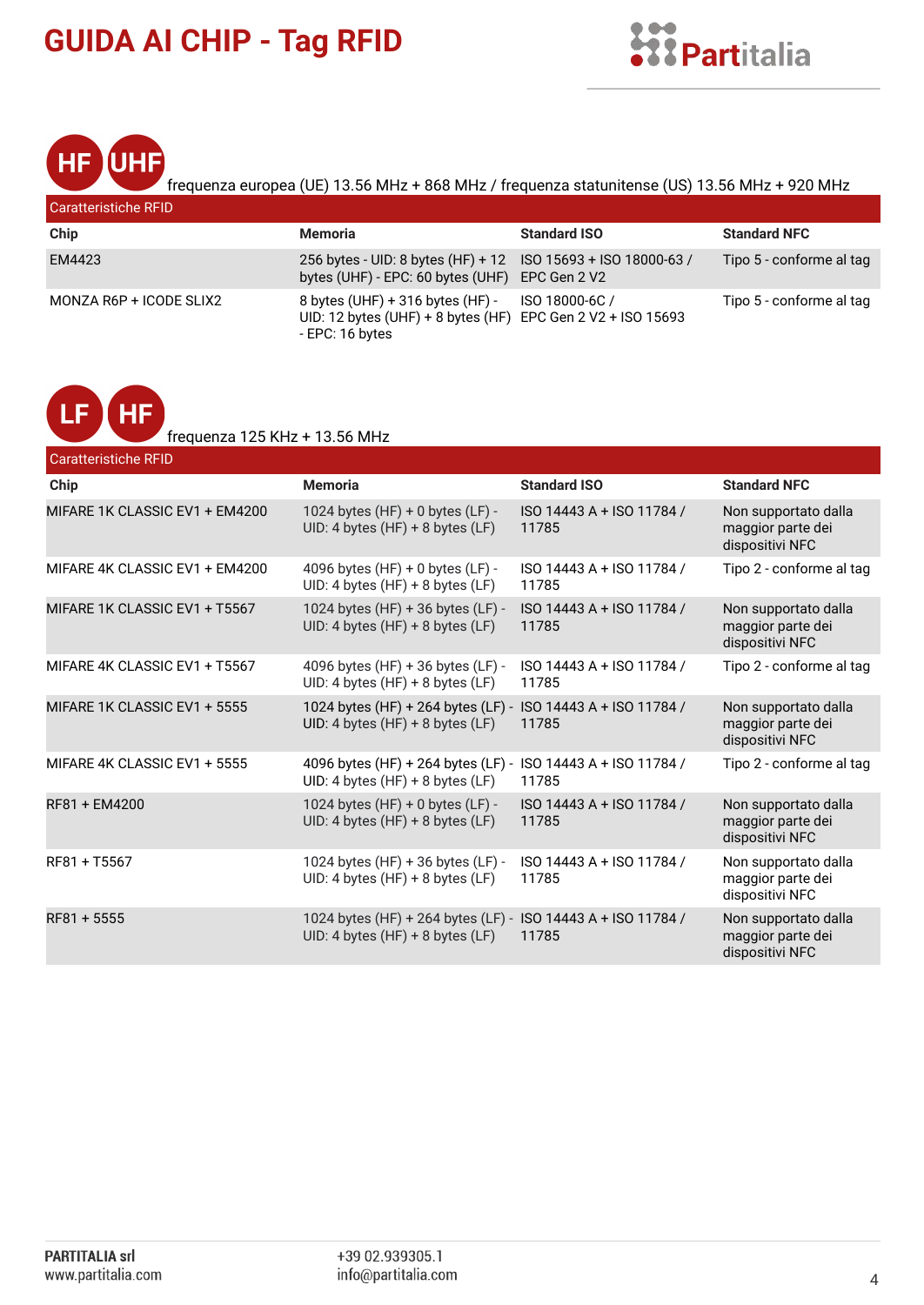# GUIDA AI CHIP - Tag RFID

HF UHF frequenza europea (UE) 13.56 MHz + 868 MHz / frequenza statunitense (US) 13.56 MHz + 920 MHz

Caratteristiche RFID

| Chip | Memoria | Standard ISO | Standard NFC |
|---|---|---|---|
| EM4423 | 256 bytes - UID: 8 bytes (HF) + 12 bytes (UHF) - EPC: 60 bytes (UHF) | ISO 15693 + ISO 18000-63 / EPC Gen 2 V2 | Tipo 5 - conforme al tag |
| MONZA R6P + ICODE SLIX2 | 8 bytes (UHF) + 316 bytes (HF) - UID: 12 bytes (UHF) + 8 bytes (HF) - EPC: 16 bytes | ISO 18000-6C / EPC Gen 2 V2 + ISO 15693 | Tipo 5 - conforme al tag |

LF HF frequenza 125 KHz + 13.56 MHz

Caratteristiche RFID

| Chip | Memoria | Standard ISO | Standard NFC |
|---|---|---|---|
| MIFARE 1K CLASSIC EV1 + EM4200 | 1024 bytes (HF) + 0 bytes (LF) - UID: 4 bytes (HF) + 8 bytes (LF) | ISO 14443 A + ISO 11784 / 11785 | Non supportato dalla maggior parte dei dispositivi NFC |
| MIFARE 4K CLASSIC EV1 + EM4200 | 4096 bytes (HF) + 0 bytes (LF) - UID: 4 bytes (HF) + 8 bytes (LF) | ISO 14443 A + ISO 11784 / 11785 | Tipo 2 - conforme al tag |
| MIFARE 1K CLASSIC EV1 + T5567 | 1024 bytes (HF) + 36 bytes (LF) - UID: 4 bytes (HF) + 8 bytes (LF) | ISO 14443 A + ISO 11784 / 11785 | Non supportato dalla maggior parte dei dispositivi NFC |
| MIFARE 4K CLASSIC EV1 + T5567 | 4096 bytes (HF) + 36 bytes (LF) - UID: 4 bytes (HF) + 8 bytes (LF) | ISO 14443 A + ISO 11784 / 11785 | Tipo 2 - conforme al tag |
| MIFARE 1K CLASSIC EV1 + 5555 | 1024 bytes (HF) + 264 bytes (LF) - UID: 4 bytes (HF) + 8 bytes (LF) | ISO 14443 A + ISO 11784 / 11785 | Non supportato dalla maggior parte dei dispositivi NFC |
| MIFARE 4K CLASSIC EV1 + 5555 | 4096 bytes (HF) + 264 bytes (LF) - UID: 4 bytes (HF) + 8 bytes (LF) | ISO 14443 A + ISO 11784 / 11785 | Tipo 2 - conforme al tag |
| RF81 + EM4200 | 1024 bytes (HF) + 0 bytes (LF) - UID: 4 bytes (HF) + 8 bytes (LF) | ISO 14443 A + ISO 11784 / 11785 | Non supportato dalla maggior parte dei dispositivi NFC |
| RF81 + T5567 | 1024 bytes (HF) + 36 bytes (LF) - UID: 4 bytes (HF) + 8 bytes (LF) | ISO 14443 A + ISO 11784 / 11785 | Non supportato dalla maggior parte dei dispositivi NFC |
| RF81 + 5555 | 1024 bytes (HF) + 264 bytes (LF) - UID: 4 bytes (HF) + 8 bytes (LF) | ISO 14443 A + ISO 11784 / 11785 | Non supportato dalla maggior parte dei dispositivi NFC |